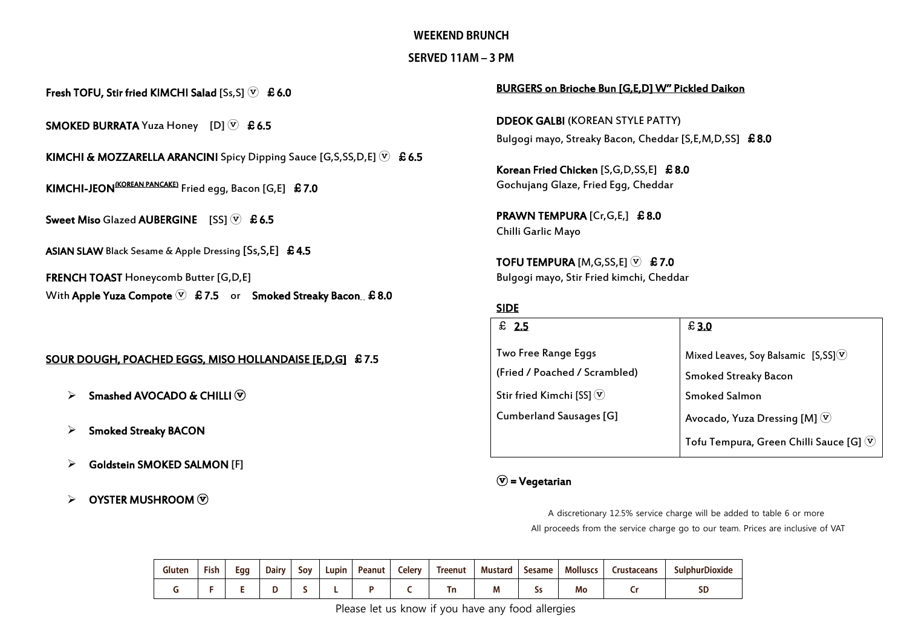# WEEKEND BRUNCH

## SERVED 11AM – 3 PM

**Fresh TOFU, Stir fried KIMCHI Salad** [Ss,S] ⓥ **£ 6.0**

**SMOKED BURRATA** Yuza Honey [D] ⓥ **£ 6.5**

**KIMCHI & MOZZARELLA ARANCINI** Spicy Dipping Sauce [G,S,SS,D,E] ⓥ **£ 6.5**

**KIMCHI-JEON**(KOREAN PANCAKE) Fried egg, Bacon [G,E] **£ 7.0**

**Sweet Miso** Glazed **AUBERGINE** [SS] ⓥ **£ 6.5**

**ASIAN SLAW** Black Sesame & Apple Dressing [Ss,S,E] **£ 4.5**

**FRENCH TOAST** Honeycomb Butter [G,D,E]
With **Apple Yuza Compote** ⓥ **£ 7.5** or **Smoked Streaky Bacon** **£ 8.0**

**SOUR DOUGH, POACHED EGGS, MISO HOLLANDAISE [E,D,G] £ 7.5**

- **Smashed AVOCADO & CHILLI** ⓥ
- **Smoked Streaky BACON**
- **Goldstein SMOKED SALMON** [F]
- **OYSTER MUSHROOM** ⓥ

**BURGERS on Brioche Bun [G,E,D] W" Pickled Daikon**

**DDEOK GALBI** (KOREAN STYLE PATTY)
Bulgogi mayo, Streaky Bacon, Cheddar [S,E,M,D,SS] **£ 8.0**

**Korean Fried Chicken** [S,G,D,SS,E] **£ 8.0**
Gochujang Glaze, Fried Egg, Cheddar

**PRAWN TEMPURA** [Cr,G,E,] **£ 8.0**
Chilli Garlic Mayo

**TOFU TEMPURA** [M,G,SS,E] ⓥ **£ 7.0**
Bulgogi mayo, Stir Fried kimchi, Cheddar

**SIDE**

| £ 2.5 | £ 3.0 |
|---|---|
| Two Free Range Eggs (Fried / Poached / Scrambled) | Mixed Leaves, Soy Balsamic [S,SS] ⓥ |
| Stir fried Kimchi [SS] ⓥ | Smoked Streaky Bacon |
| Cumberland Sausages [G] | Smoked Salmon |
| | Avocado, Yuza Dressing [M] ⓥ |
| | Tofu Tempura, Green Chilli Sauce [G] ⓥ |

**ⓥ = Vegetarian**

A discretionary 12.5% service charge will be added to table 6 or more
All proceeds from the service charge go to our team. Prices are inclusive of VAT

| Gluten | Fish | Egg | Dairy | Soy | Lupin | Peanut | Celery | Treenut | Mustard | Sesame | Molluscs | Crustaceans | SulphurDioxide |
|---|---|---|---|---|---|---|---|---|---|---|---|---|---|
| G | F | E | D | S | L | P | C | Tn | M | Ss | Mo | Cr | SD |

Please let us know if you have any food allergies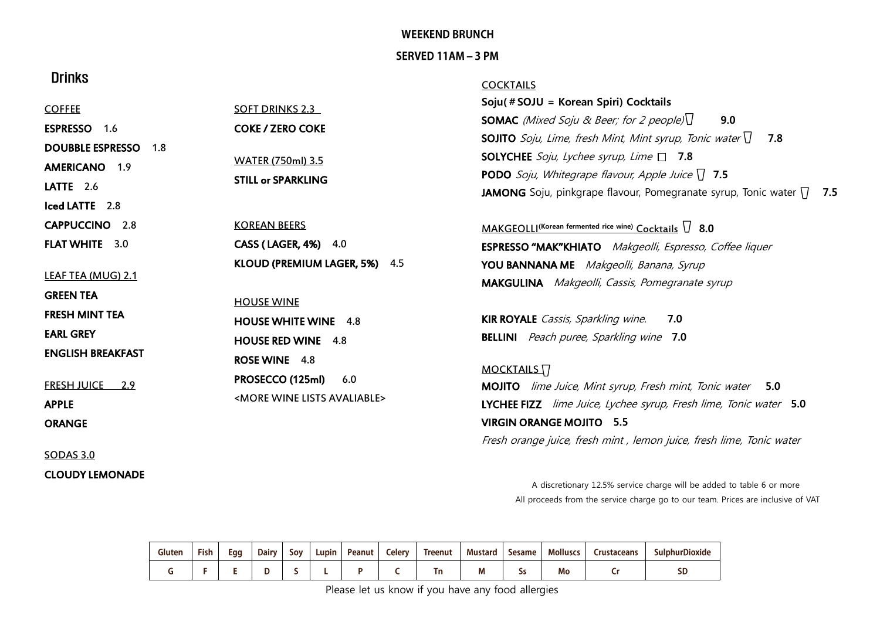**WEEKEND BRUNCH**

**SERVED 11AM – 3 PM**

## Drinks

COFFEE

**ESPRESSO** 1.6

**DOUBBLE ESPRESSO** 1.8

**AMERICANO** 1.9

**LATTE** 2.6

**Iced LATTE** 2.8

**CAPPUCCINO** 2.8

**FLAT WHITE** 3.0

LEAF TEA (MUG) 2.1

**GREEN TEA**

**FRESH MINT TEA**

**EARL GREY**

**ENGLISH BREAKFAST**

FRESH JUICE 2.9

**APPLE**

**ORANGE**

SODAS 3.0

**CLOUDY LEMONADE**

SOFT DRINKS 2.3

**COKE / ZERO COKE**

WATER (750ml) 3.5

**STILL or SPARKLING**

KOREAN BEERS

**CASS ( LAGER, 4%)** 4.0

**KLOUD (PREMIUM LAGER, 5%)** 4.5

HOUSE WINE

**HOUSE WHITE WINE** 4.8

**HOUSE RED WINE** 4.8

**ROSE WINE** 4.8

**PROSECCO (125ml)** 6.0

<MORE WINE LISTS AVALIABLE>

COCKTAILS

**Soju( # SOJU = Korean Spiri) Cocktails**

**SOMAC** *(Mixed Soju & Beer; for 2 people)* **9.0**

**SOJITO** *Soju, Lime, fresh Mint, Mint syrup, Tonic water* **7.8**

**SOLYCHEE** *Soju, Lychee syrup, Lime* **7.8**

**PODO** *Soju, Whitegrape flavour, Apple Juice* **7.5**

**JAMONG** Soju, pinkgrape flavour, Pomegranate syrup, Tonic water **7.5**

MAKGEOLLI(Korean fermented rice wine) Cocktails **8.0**

**ESPRESSO "MAK"KHIATO** *Makgeolli, Espresso, Coffee liquer*

**YOU BANNANA ME** *Makgeolli, Banana, Syrup*

**MAKGULINA** *Makgeolli, Cassis, Pomegranate syrup*

**KIR ROYALE** *Cassis, Sparkling wine.* **7.0**

**BELLINI** *Peach puree, Sparkling wine* **7.0**

MOCKTAILS

**MOJITO** *lime Juice, Mint syrup, Fresh mint, Tonic water* **5.0**

**LYCHEE FIZZ** *lime Juice, Lychee syrup, Fresh lime, Tonic water* **5.0**

**VIRGIN ORANGE MOJITO** **5.5**

*Fresh orange juice, fresh mint , lemon juice, fresh lime, Tonic water*

A discretionary 12.5% service charge will be added to table 6 or more

All proceeds from the service charge go to our team. Prices are inclusive of VAT

| Gluten | Fish | Egg | Dairy | Soy | Lupin | Peanut | Celery | Treenut | Mustard | Sesame | Molluscs | Crustaceans | SulphurDioxide |
|---|---|---|---|---|---|---|---|---|---|---|---|---|---|
| G | F | E | D | S | L | P | C | Tn | M | Ss | Mo | Cr | SD |

Please let us know if you have any food allergies